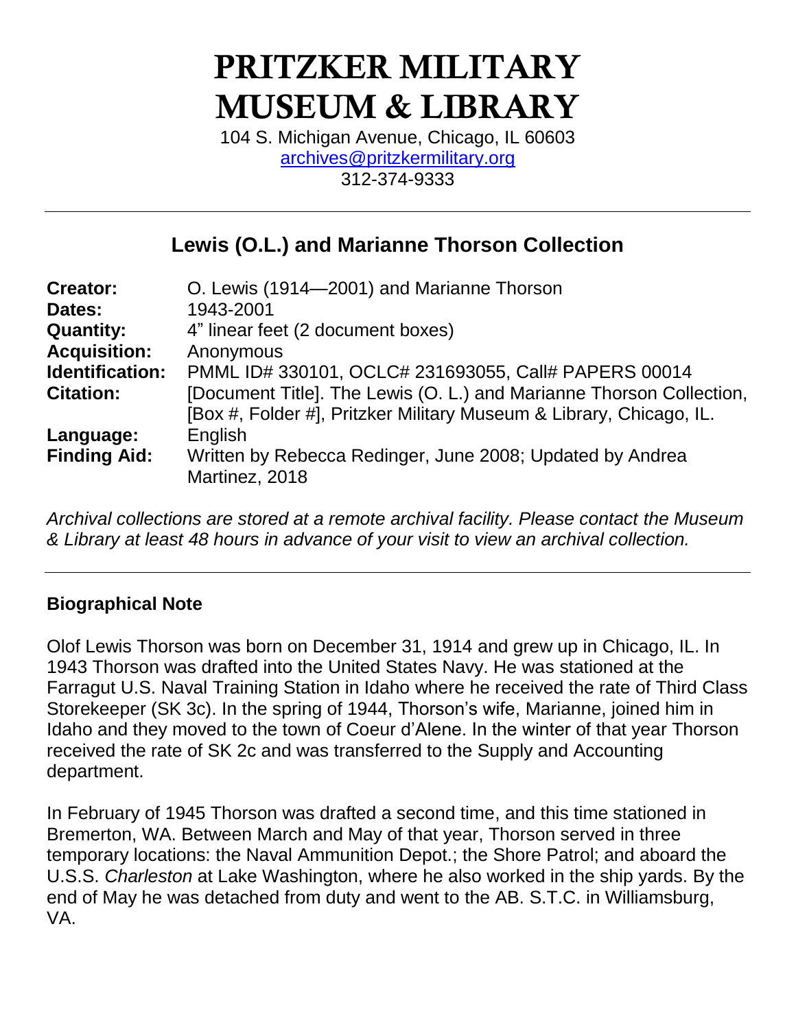# PRITZKER MILITARY MUSEUM & LIBRARY

104 S. Michigan Avenue, Chicago, IL 60603
archives@pritzkermilitary.org
312-374-9333

---

## Lewis (O.L.) and Marianne Thorson Collection

| | |
|---|---|
| **Creator:** | O. Lewis (1914—2001) and Marianne Thorson |
| **Dates:** | 1943-2001 |
| **Quantity:** | 4" linear feet (2 document boxes) |
| **Acquisition:** | Anonymous |
| **Identification:** | PMML ID# 330101, OCLC# 231693055, Call# PAPERS 00014 |
| **Citation:** | [Document Title]. The Lewis (O. L.) and Marianne Thorson Collection, [Box #, Folder #], Pritzker Military Museum & Library, Chicago, IL. |
| **Language:** | English |
| **Finding Aid:** | Written by Rebecca Redinger, June 2008; Updated by Andrea Martinez, 2018 |

*Archival collections are stored at a remote archival facility. Please contact the Museum & Library at least 48 hours in advance of your visit to view an archival collection.*

---

### Biographical Note

Olof Lewis Thorson was born on December 31, 1914 and grew up in Chicago, IL. In 1943 Thorson was drafted into the United States Navy. He was stationed at the Farragut U.S. Naval Training Station in Idaho where he received the rate of Third Class Storekeeper (SK 3c). In the spring of 1944, Thorson's wife, Marianne, joined him in Idaho and they moved to the town of Coeur d'Alene. In the winter of that year Thorson received the rate of SK 2c and was transferred to the Supply and Accounting department.

In February of 1945 Thorson was drafted a second time, and this time stationed in Bremerton, WA. Between March and May of that year, Thorson served in three temporary locations: the Naval Ammunition Depot.; the Shore Patrol; and aboard the U.S.S. *Charleston* at Lake Washington, where he also worked in the ship yards. By the end of May he was detached from duty and went to the AB. S.T.C. in Williamsburg, VA.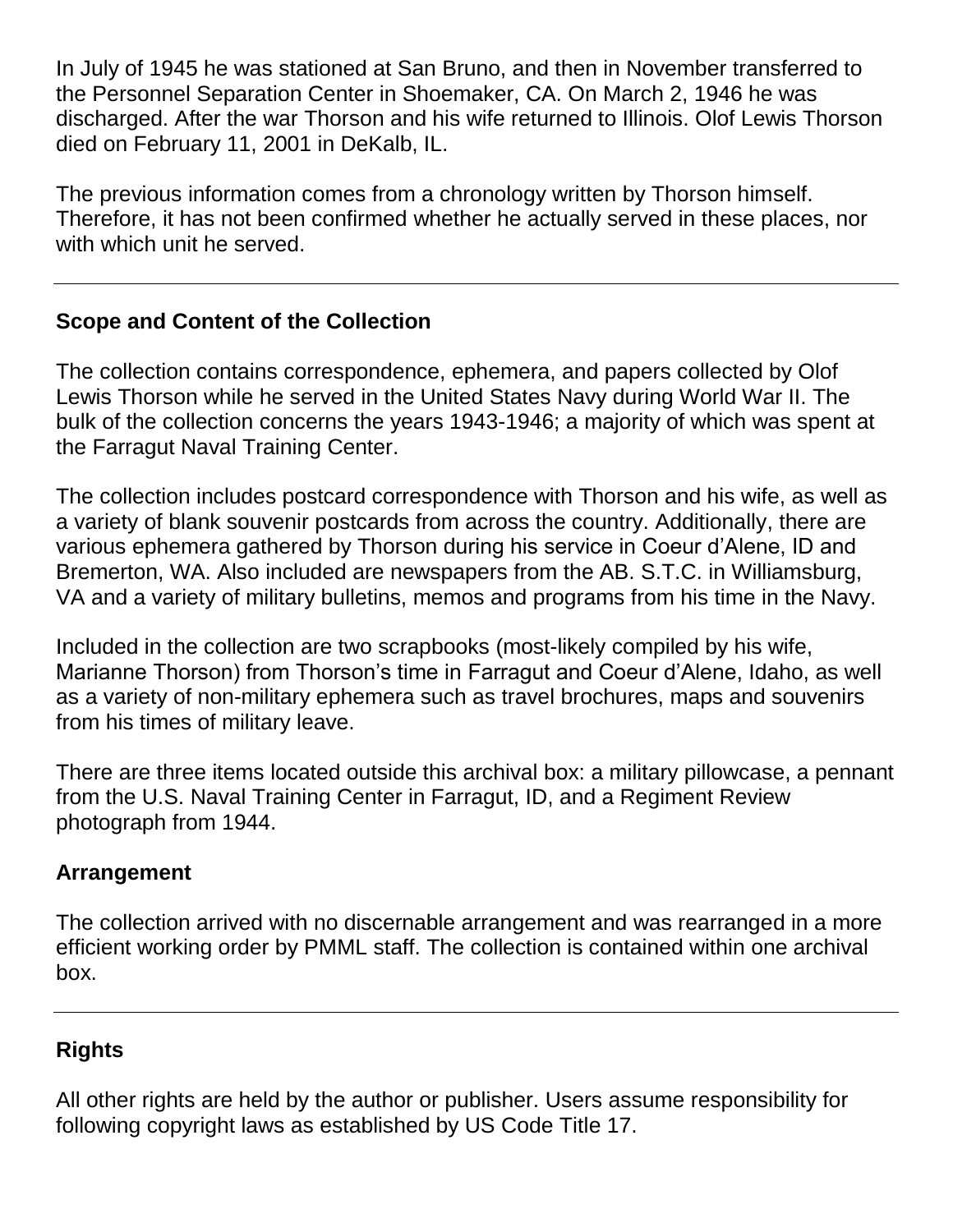In July of 1945 he was stationed at San Bruno, and then in November transferred to the Personnel Separation Center in Shoemaker, CA. On March 2, 1946 he was discharged. After the war Thorson and his wife returned to Illinois. Olof Lewis Thorson died on February 11, 2001 in DeKalb, IL.

The previous information comes from a chronology written by Thorson himself. Therefore, it has not been confirmed whether he actually served in these places, nor with which unit he served.

---

## Scope and Content of the Collection

The collection contains correspondence, ephemera, and papers collected by Olof Lewis Thorson while he served in the United States Navy during World War II. The bulk of the collection concerns the years 1943-1946; a majority of which was spent at the Farragut Naval Training Center.

The collection includes postcard correspondence with Thorson and his wife, as well as a variety of blank souvenir postcards from across the country. Additionally, there are various ephemera gathered by Thorson during his service in Coeur d'Alene, ID and Bremerton, WA. Also included are newspapers from the AB. S.T.C. in Williamsburg, VA and a variety of military bulletins, memos and programs from his time in the Navy.

Included in the collection are two scrapbooks (most-likely compiled by his wife, Marianne Thorson) from Thorson's time in Farragut and Coeur d'Alene, Idaho, as well as a variety of non-military ephemera such as travel brochures, maps and souvenirs from his times of military leave.

There are three items located outside this archival box: a military pillowcase, a pennant from the U.S. Naval Training Center in Farragut, ID, and a Regiment Review photograph from 1944.

## Arrangement

The collection arrived with no discernable arrangement and was rearranged in a more efficient working order by PMML staff. The collection is contained within one archival box.

---

## Rights

All other rights are held by the author or publisher. Users assume responsibility for following copyright laws as established by US Code Title 17.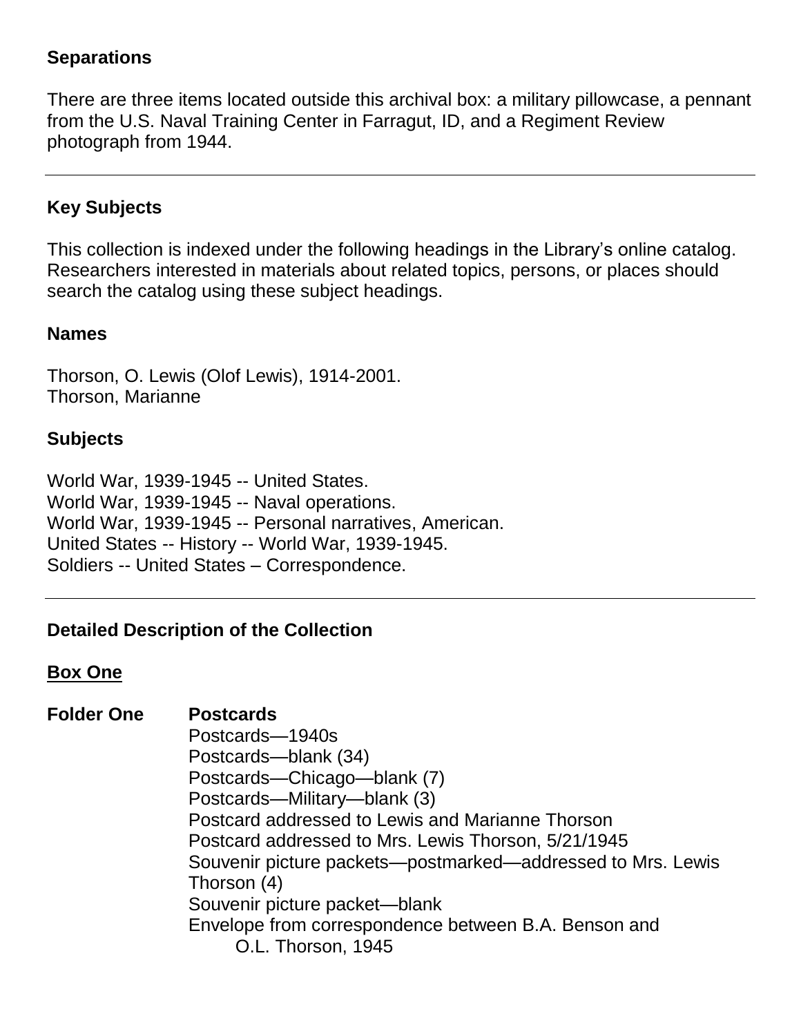### Separations

There are three items located outside this archival box: a military pillowcase, a pennant from the U.S. Naval Training Center in Farragut, ID, and a Regiment Review photograph from 1944.

---

### Key Subjects

This collection is indexed under the following headings in the Library's online catalog. Researchers interested in materials about related topics, persons, or places should search the catalog using these subject headings.

#### Names

Thorson, O. Lewis (Olof Lewis), 1914-2001.
Thorson, Marianne

#### Subjects

World War, 1939-1945 -- United States.
World War, 1939-1945 -- Naval operations.
World War, 1939-1945 -- Personal narratives, American.
United States -- History -- World War, 1939-1945.
Soldiers -- United States – Correspondence.

---

### Detailed Description of the Collection

#### Box One

**Folder One** **Postcards**

Postcards—1940s
Postcards—blank (34)
Postcards—Chicago—blank (7)
Postcards—Military—blank (3)
Postcard addressed to Lewis and Marianne Thorson
Postcard addressed to Mrs. Lewis Thorson, 5/21/1945
Souvenir picture packets—postmarked—addressed to Mrs. Lewis Thorson (4)
Souvenir picture packet—blank
Envelope from correspondence between B.A. Benson and O.L. Thorson, 1945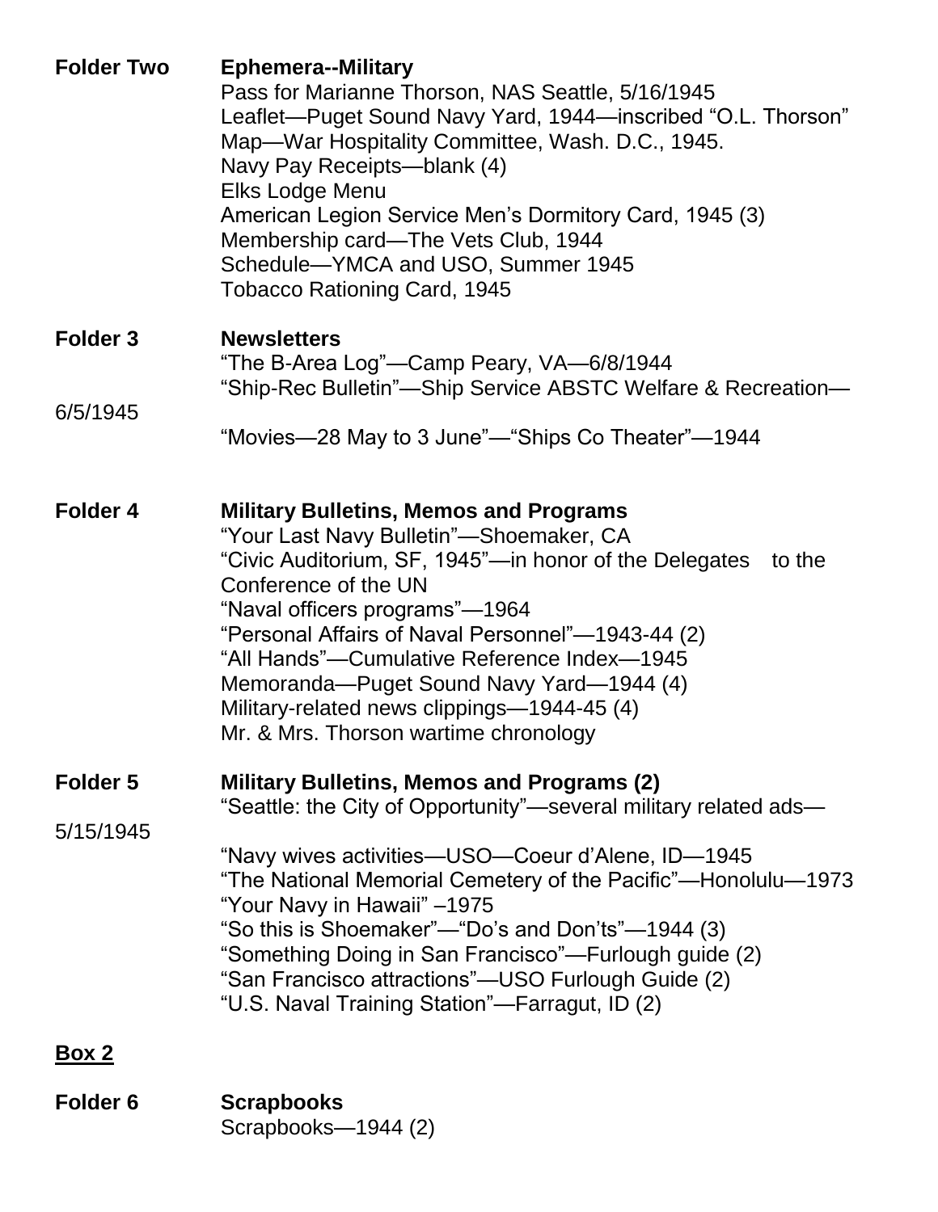**Folder Two** **Ephemera--Military**

Pass for Marianne Thorson, NAS Seattle, 5/16/1945
Leaflet—Puget Sound Navy Yard, 1944—inscribed "O.L. Thorson"
Map—War Hospitality Committee, Wash. D.C., 1945.
Navy Pay Receipts—blank (4)
Elks Lodge Menu
American Legion Service Men's Dormitory Card, 1945 (3)
Membership card—The Vets Club, 1944
Schedule—YMCA and USO, Summer 1945
Tobacco Rationing Card, 1945

**Folder 3** **Newsletters**

"The B-Area Log"—Camp Peary, VA—6/8/1944
"Ship-Rec Bulletin"—Ship Service ABSTC Welfare & Recreation—6/5/1945
"Movies—28 May to 3 June"—"Ships Co Theater"—1944

**Folder 4** **Military Bulletins, Memos and Programs**

"Your Last Navy Bulletin"—Shoemaker, CA
"Civic Auditorium, SF, 1945"—in honor of the Delegates to the Conference of the UN
"Naval officers programs"—1964
"Personal Affairs of Naval Personnel"—1943-44 (2)
"All Hands"—Cumulative Reference Index—1945
Memoranda—Puget Sound Navy Yard—1944 (4)
Military-related news clippings—1944-45 (4)
Mr. & Mrs. Thorson wartime chronology

**Folder 5** **Military Bulletins, Memos and Programs (2)**

"Seattle: the City of Opportunity"—several military related ads—5/15/1945
"Navy wives activities—USO—Coeur d'Alene, ID—1945
"The National Memorial Cemetery of the Pacific"—Honolulu—1973
"Your Navy in Hawaii" –1975
"So this is Shoemaker"—"Do's and Don'ts"—1944 (3)
"Something Doing in San Francisco"—Furlough guide (2)
"San Francisco attractions"—USO Furlough Guide (2)
"U.S. Naval Training Station"—Farragut, ID (2)

**Box 2**

**Folder 6** **Scrapbooks**

Scrapbooks—1944 (2)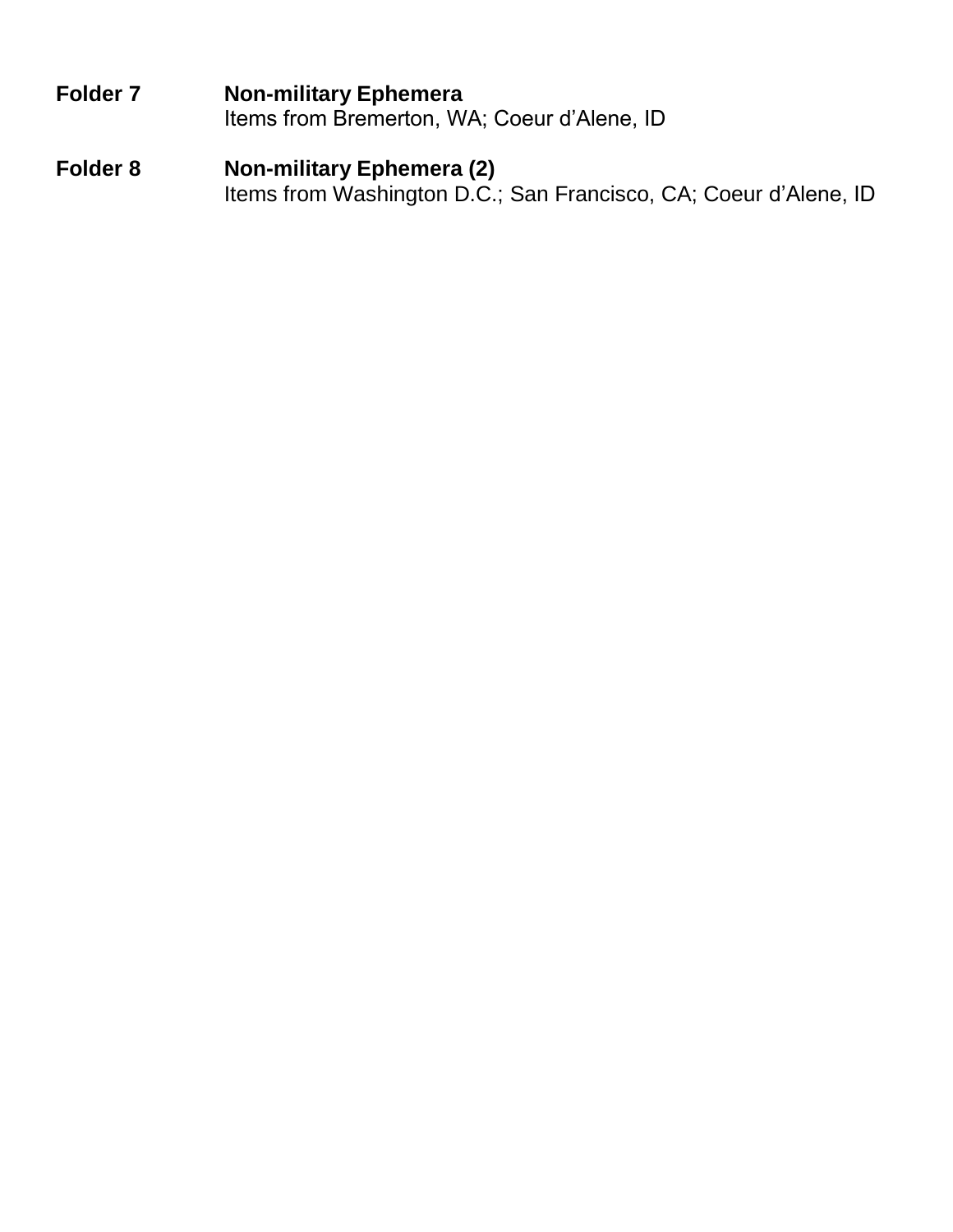**Folder 7** **Non-military Ephemera**
Items from Bremerton, WA; Coeur d'Alene, ID

**Folder 8** **Non-military Ephemera (2)**
Items from Washington D.C.; San Francisco, CA; Coeur d'Alene, ID